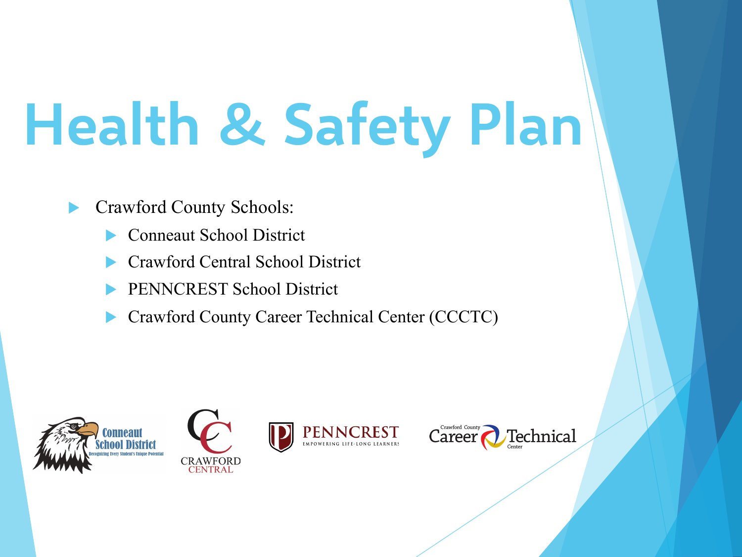# Health & Safety Plan

- Crawford County Schools:
  - Conneaut School District
  - Crawford Central School District
  - PENNCREST School District
  - Crawford County Career Technical Center (CCCTC)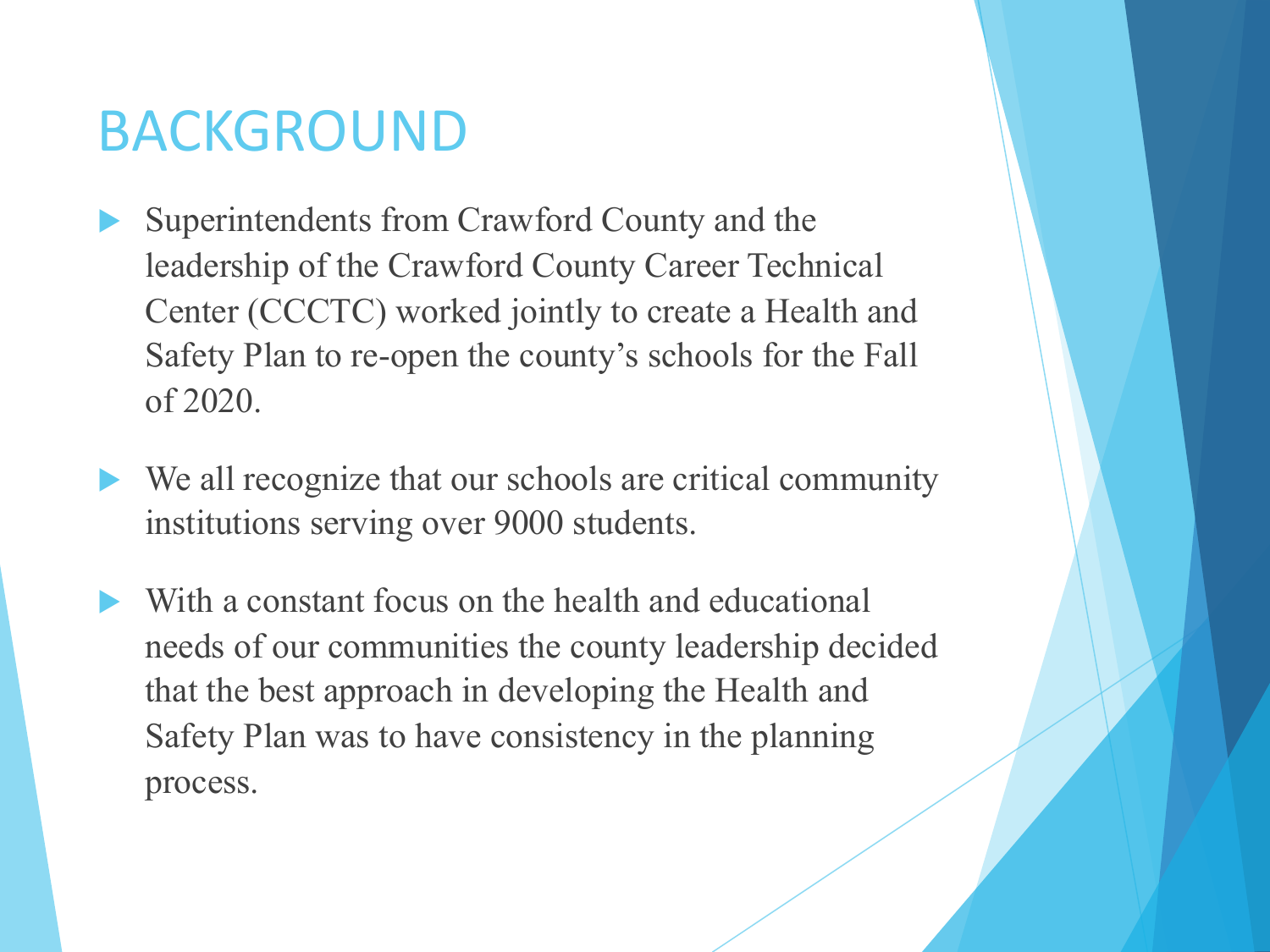# BACKGROUND

- Superintendents from Crawford County and the leadership of the Crawford County Career Technical Center (CCCTC) worked jointly to create a Health and Safety Plan to re-open the county's schools for the Fall of 2020.
- We all recognize that our schools are critical community institutions serving over 9000 students.
- With a constant focus on the health and educational needs of our communities the county leadership decided that the best approach in developing the Health and Safety Plan was to have consistency in the planning process.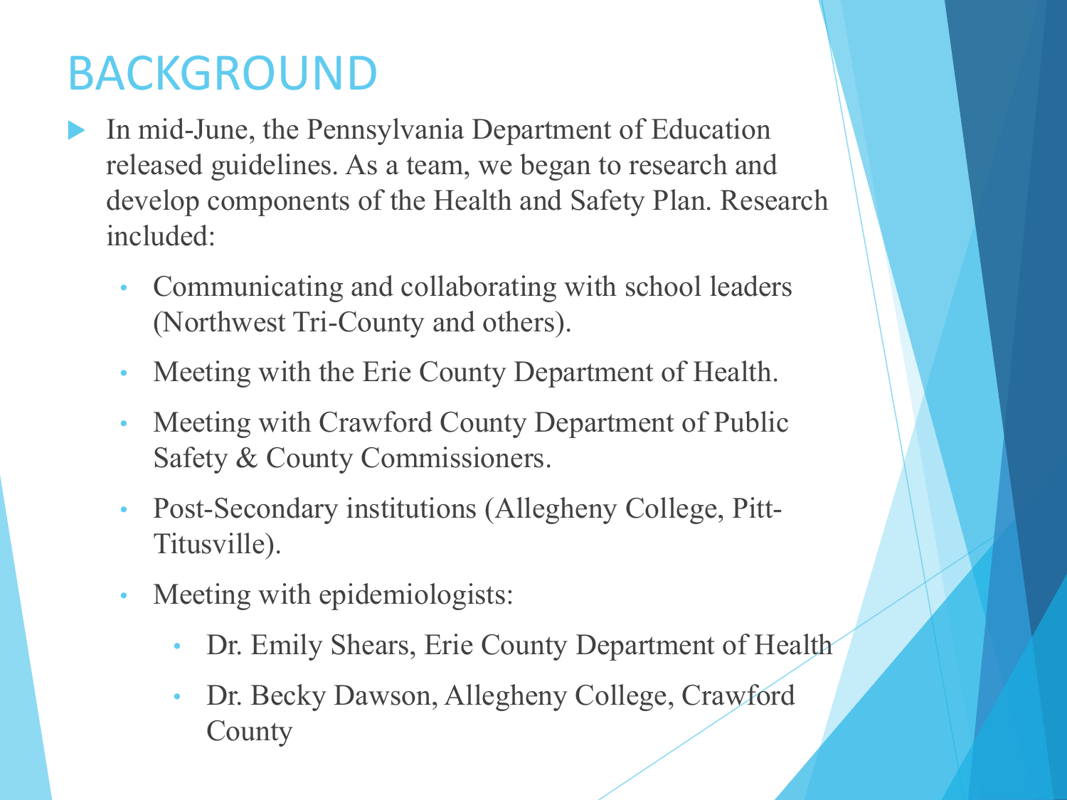# BACKGROUND

- In mid-June, the Pennsylvania Department of Education released guidelines. As a team, we began to research and develop components of the Health and Safety Plan. Research included:
  - Communicating and collaborating with school leaders (Northwest Tri-County and others).
  - Meeting with the Erie County Department of Health.
  - Meeting with Crawford County Department of Public Safety & County Commissioners.
  - Post-Secondary institutions (Allegheny College, Pitt-Titusville).
  - Meeting with epidemiologists:
    - Dr. Emily Shears, Erie County Department of Health
    - Dr. Becky Dawson, Allegheny College, Crawford County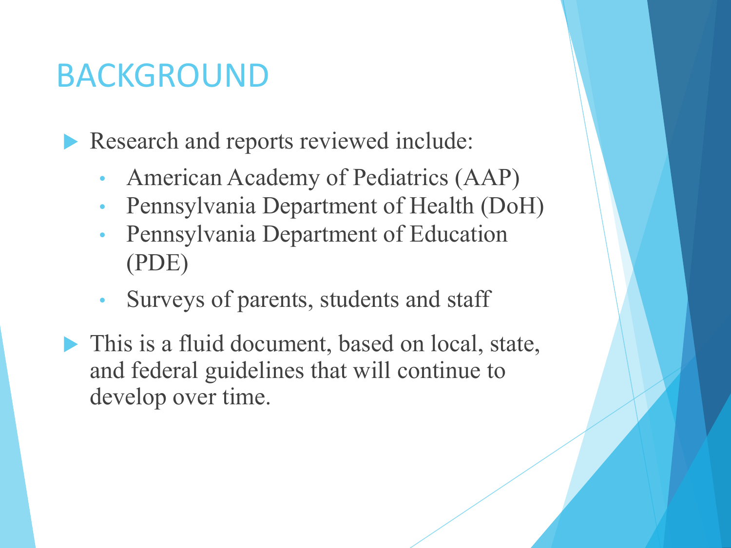# BACKGROUND

- Research and reports reviewed include:
  - American Academy of Pediatrics (AAP)
  - Pennsylvania Department of Health (DoH)
  - Pennsylvania Department of Education (PDE)
  - Surveys of parents, students and staff
- This is a fluid document, based on local, state, and federal guidelines that will continue to develop over time.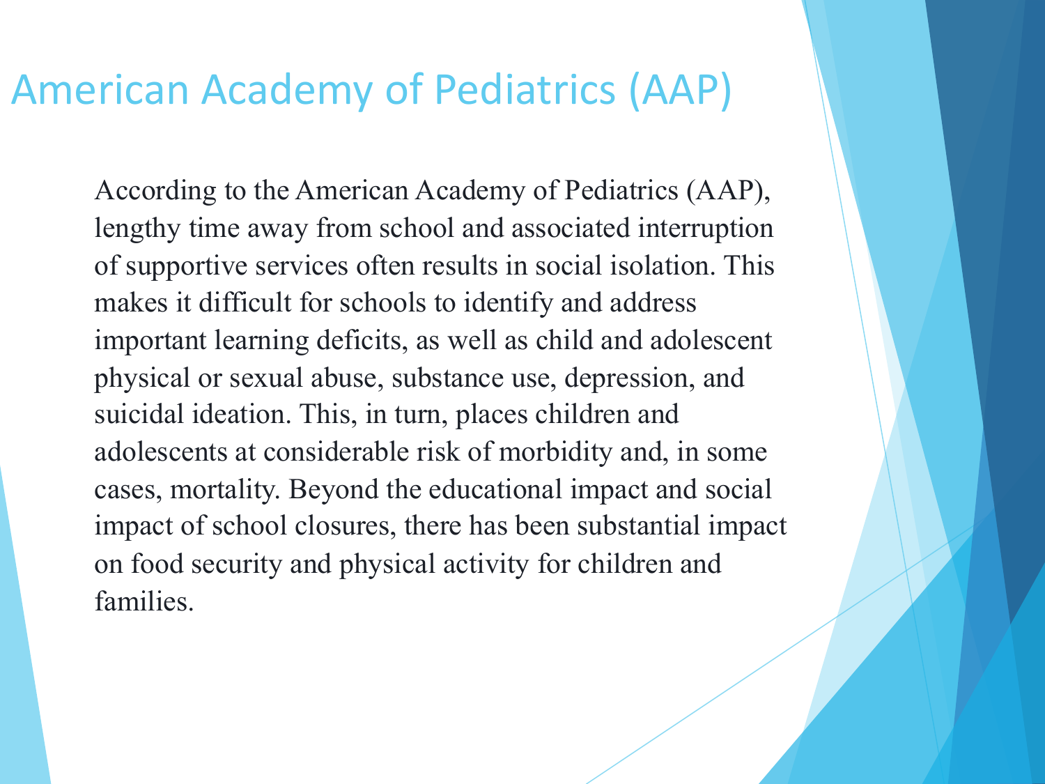# American Academy of Pediatrics (AAP)

According to the American Academy of Pediatrics (AAP), lengthy time away from school and associated interruption of supportive services often results in social isolation. This makes it difficult for schools to identify and address important learning deficits, as well as child and adolescent physical or sexual abuse, substance use, depression, and suicidal ideation. This, in turn, places children and adolescents at considerable risk of morbidity and, in some cases, mortality. Beyond the educational impact and social impact of school closures, there has been substantial impact on food security and physical activity for children and families.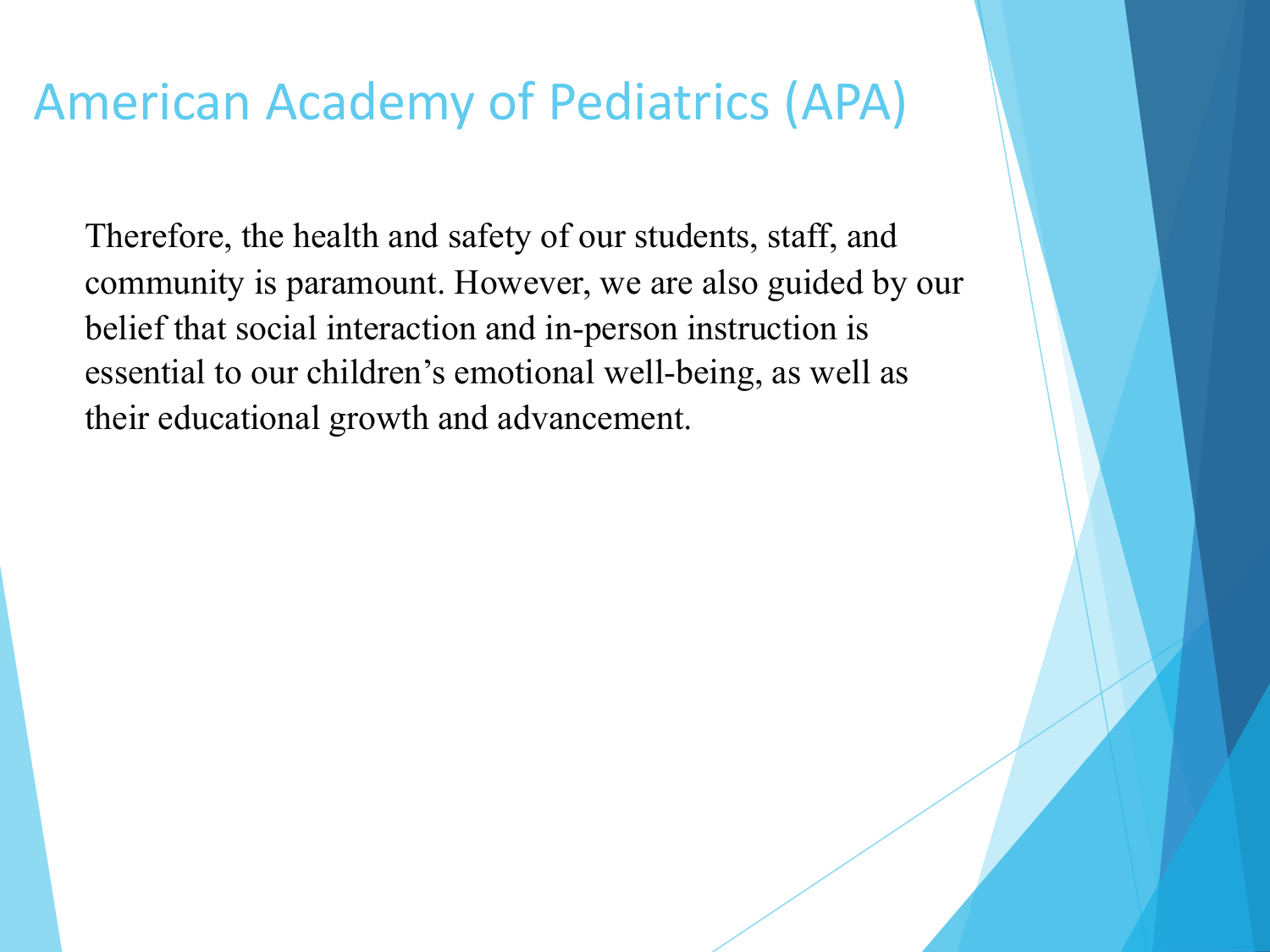# American Academy of Pediatrics (APA)

Therefore, the health and safety of our students, staff, and community is paramount. However, we are also guided by our belief that social interaction and in-person instruction is essential to our children's emotional well-being, as well as their educational growth and advancement.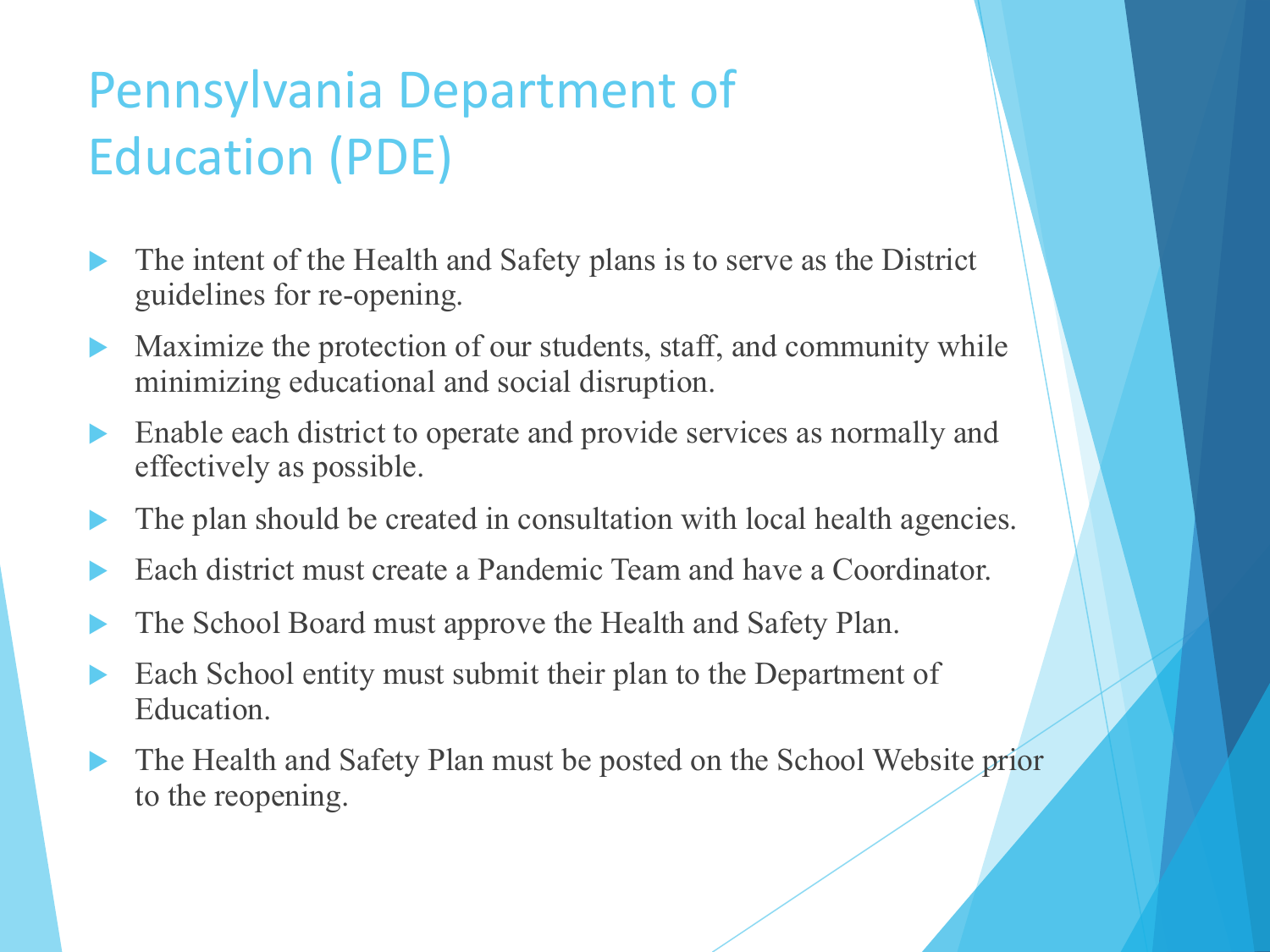# Pennsylvania Department of Education (PDE)

- The intent of the Health and Safety plans is to serve as the District guidelines for re-opening.
- Maximize the protection of our students, staff, and community while minimizing educational and social disruption.
- Enable each district to operate and provide services as normally and effectively as possible.
- The plan should be created in consultation with local health agencies.
- Each district must create a Pandemic Team and have a Coordinator.
- The School Board must approve the Health and Safety Plan.
- Each School entity must submit their plan to the Department of Education.
- The Health and Safety Plan must be posted on the School Website prior to the reopening.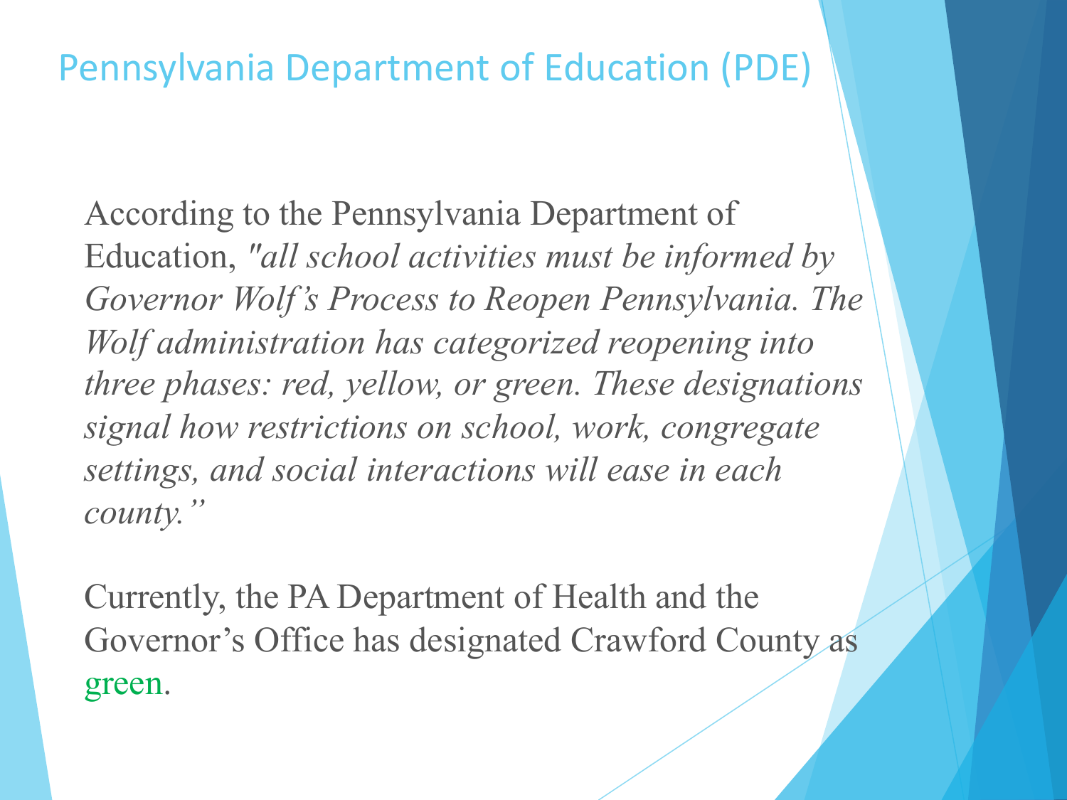# Pennsylvania Department of Education (PDE)

According to the Pennsylvania Department of Education, *"all school activities must be informed by Governor Wolf's Process to Reopen Pennsylvania. The Wolf administration has categorized reopening into three phases: red, yellow, or green. These designations signal how restrictions on school, work, congregate settings, and social interactions will ease in each county."*

Currently, the PA Department of Health and the Governor's Office has designated Crawford County as green.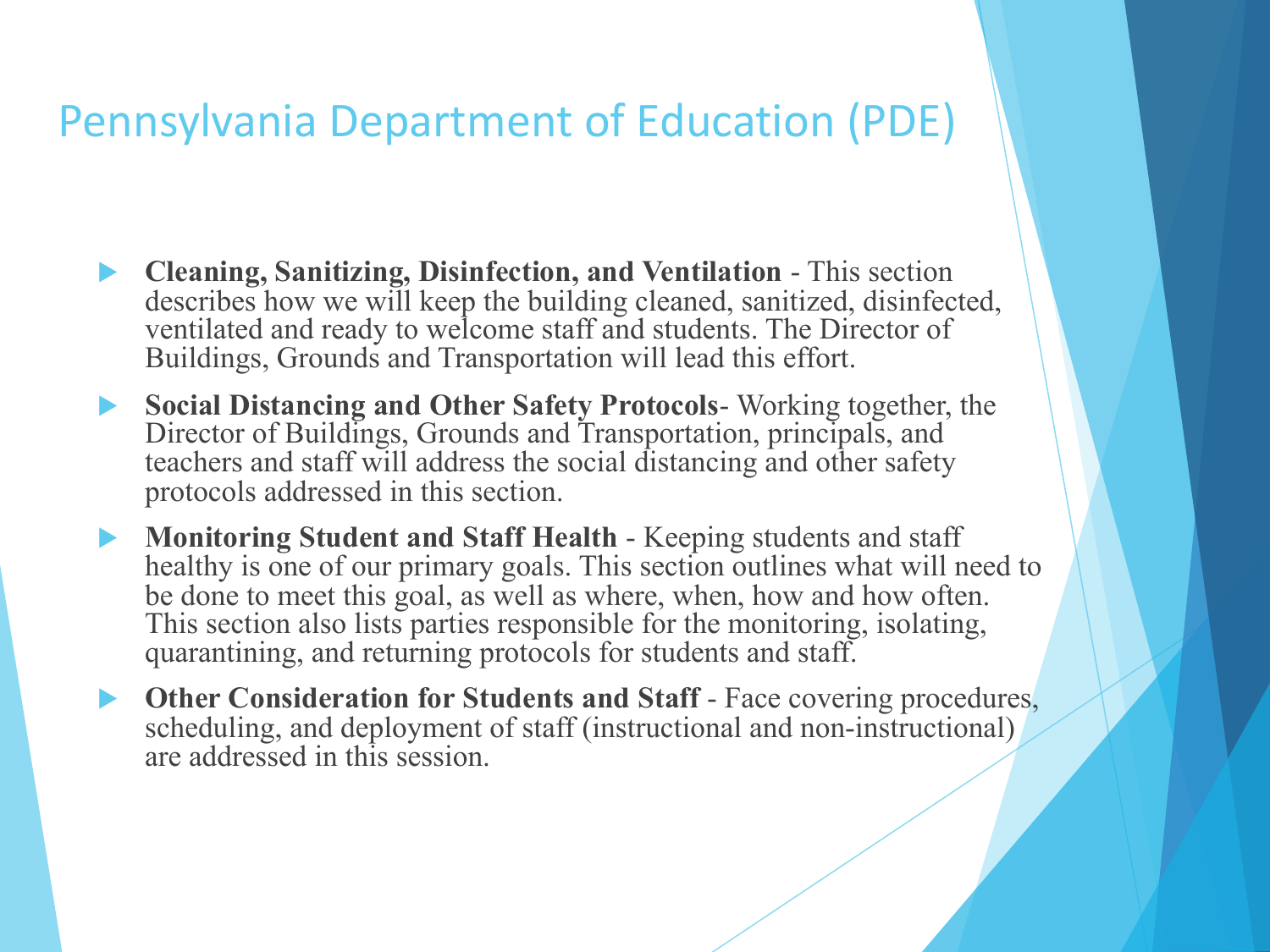# Pennsylvania Department of Education (PDE)

- **Cleaning, Sanitizing, Disinfection, and Ventilation** - This section describes how we will keep the building cleaned, sanitized, disinfected, ventilated and ready to welcome staff and students. The Director of Buildings, Grounds and Transportation will lead this effort.
- **Social Distancing and Other Safety Protocols**- Working together, the Director of Buildings, Grounds and Transportation, principals, and teachers and staff will address the social distancing and other safety protocols addressed in this section.
- **Monitoring Student and Staff Health** - Keeping students and staff healthy is one of our primary goals. This section outlines what will need to be done to meet this goal, as well as where, when, how and how often. This section also lists parties responsible for the monitoring, isolating, quarantining, and returning protocols for students and staff.
- **Other Consideration for Students and Staff** - Face covering procedures, scheduling, and deployment of staff (instructional and non-instructional) are addressed in this session.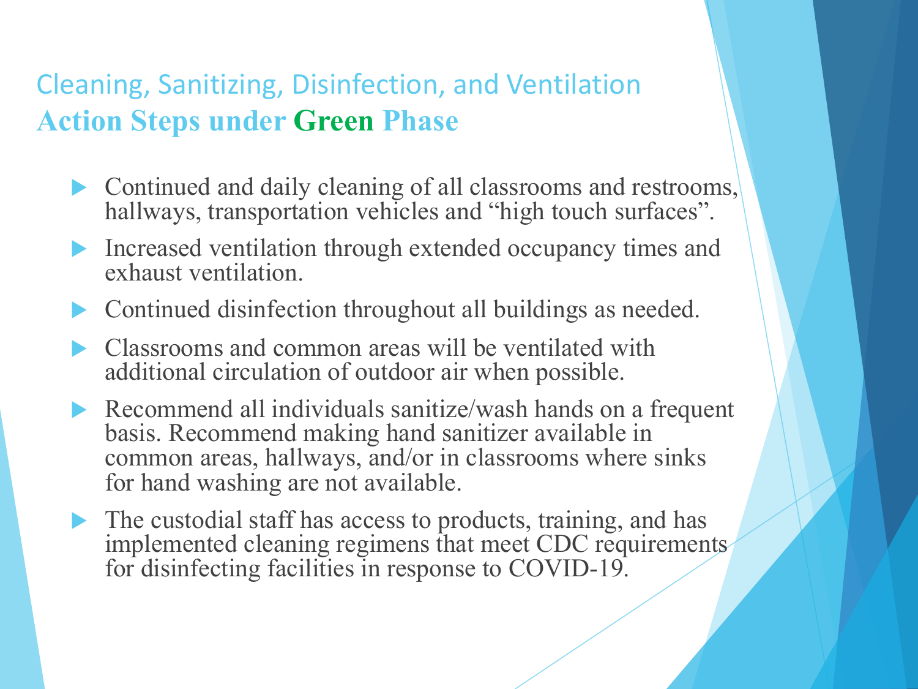## Cleaning, Sanitizing, Disinfection, and Ventilation

## Action Steps under Green Phase

- Continued and daily cleaning of all classrooms and restrooms, hallways, transportation vehicles and "high touch surfaces".
- Increased ventilation through extended occupancy times and exhaust ventilation.
- Continued disinfection throughout all buildings as needed.
- Classrooms and common areas will be ventilated with additional circulation of outdoor air when possible.
- Recommend all individuals sanitize/wash hands on a frequent basis. Recommend making hand sanitizer available in common areas, hallways, and/or in classrooms where sinks for hand washing are not available.
- The custodial staff has access to products, training, and has implemented cleaning regimens that meet CDC requirements for disinfecting facilities in response to COVID-19.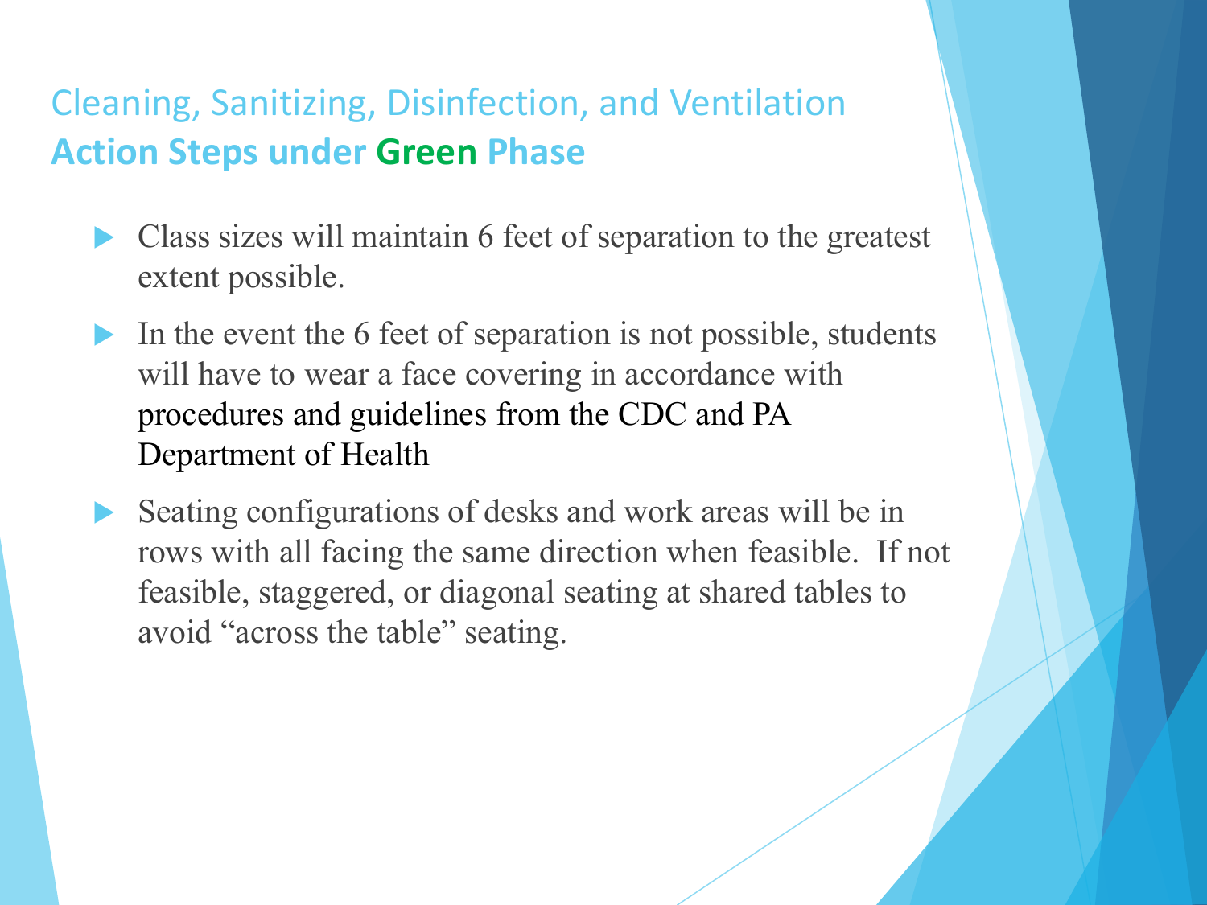## Cleaning, Sanitizing, Disinfection, and Ventilation
## **Action Steps under Green Phase**

- Class sizes will maintain 6 feet of separation to the greatest extent possible.
- In the event the 6 feet of separation is not possible, students will have to wear a face covering in accordance with procedures and guidelines from the CDC and PA Department of Health
- Seating configurations of desks and work areas will be in rows with all facing the same direction when feasible. If not feasible, staggered, or diagonal seating at shared tables to avoid "across the table" seating.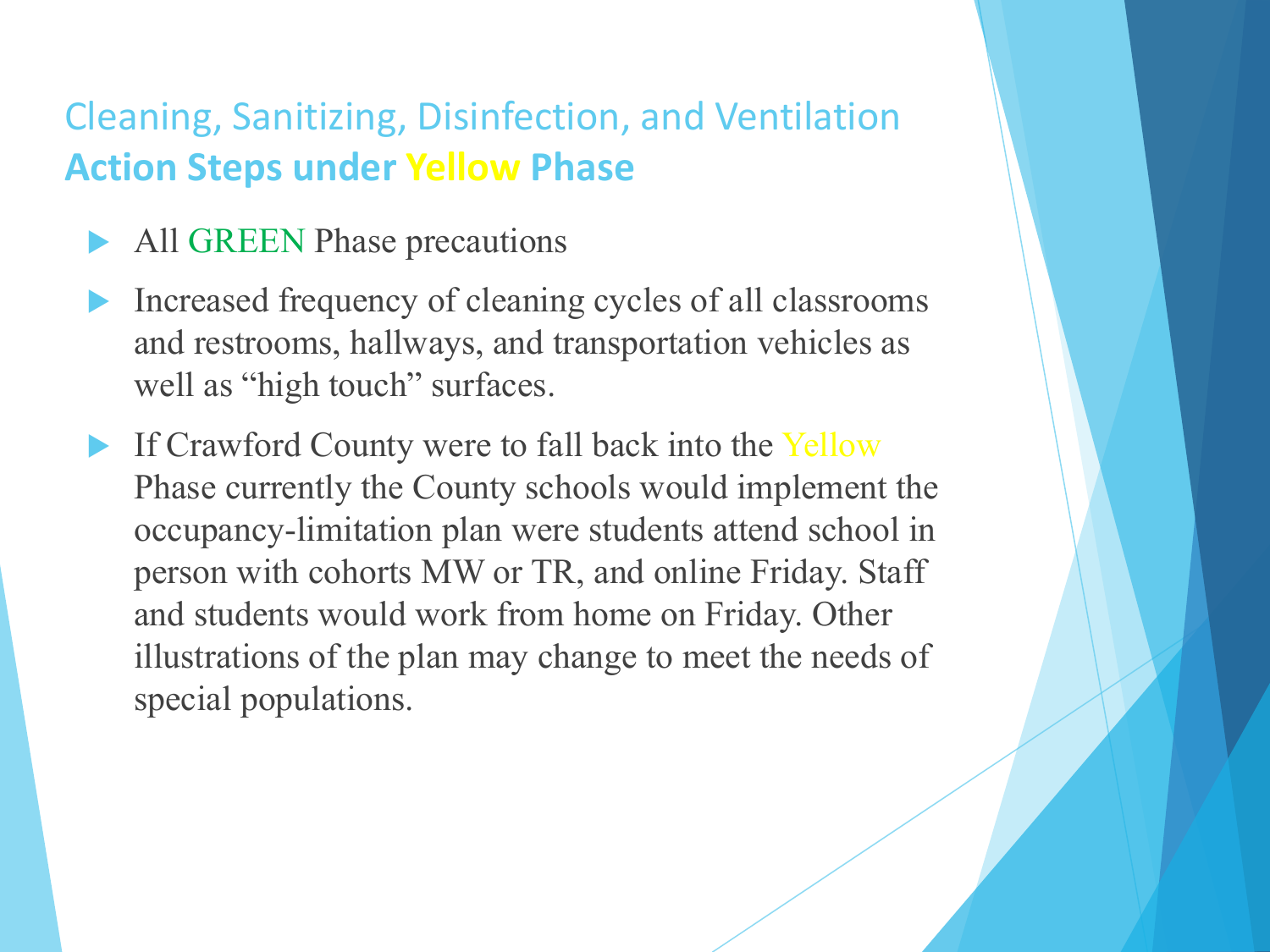## Cleaning, Sanitizing, Disinfection, and Ventilation
## **Action Steps under Yellow Phase**

- All GREEN Phase precautions
- Increased frequency of cleaning cycles of all classrooms and restrooms, hallways, and transportation vehicles as well as "high touch" surfaces.
- If Crawford County were to fall back into the Yellow Phase currently the County schools would implement the occupancy-limitation plan were students attend school in person with cohorts MW or TR, and online Friday. Staff and students would work from home on Friday. Other illustrations of the plan may change to meet the needs of special populations.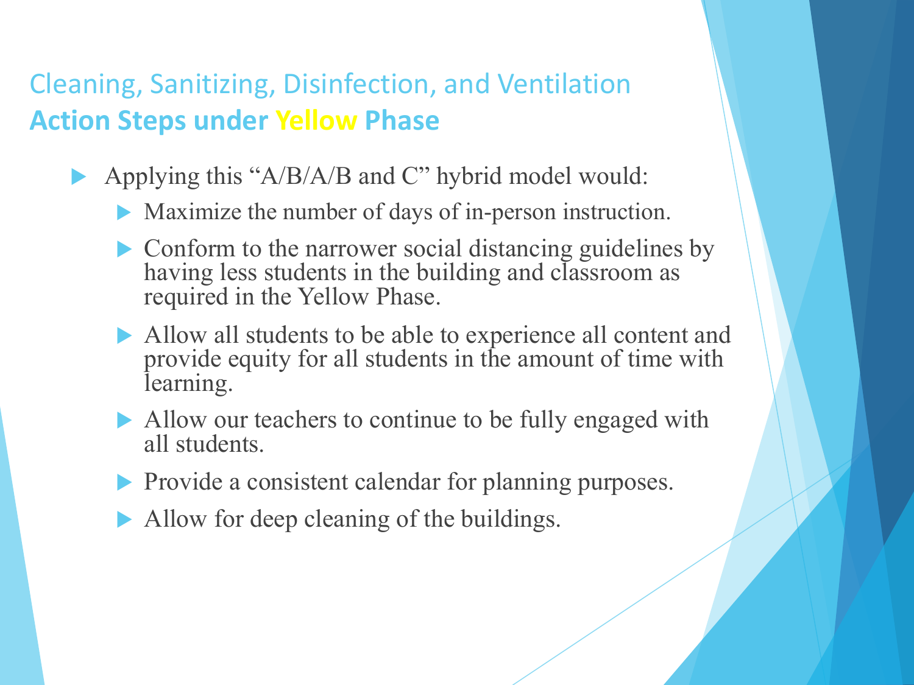## Cleaning, Sanitizing, Disinfection, and Ventilation
## **Action Steps under Yellow Phase**

- Applying this "A/B/A/B and C" hybrid model would:
  - Maximize the number of days of in-person instruction.
  - Conform to the narrower social distancing guidelines by having less students in the building and classroom as required in the Yellow Phase.
  - Allow all students to be able to experience all content and provide equity for all students in the amount of time with learning.
  - Allow our teachers to continue to be fully engaged with all students.
  - Provide a consistent calendar for planning purposes.
  - Allow for deep cleaning of the buildings.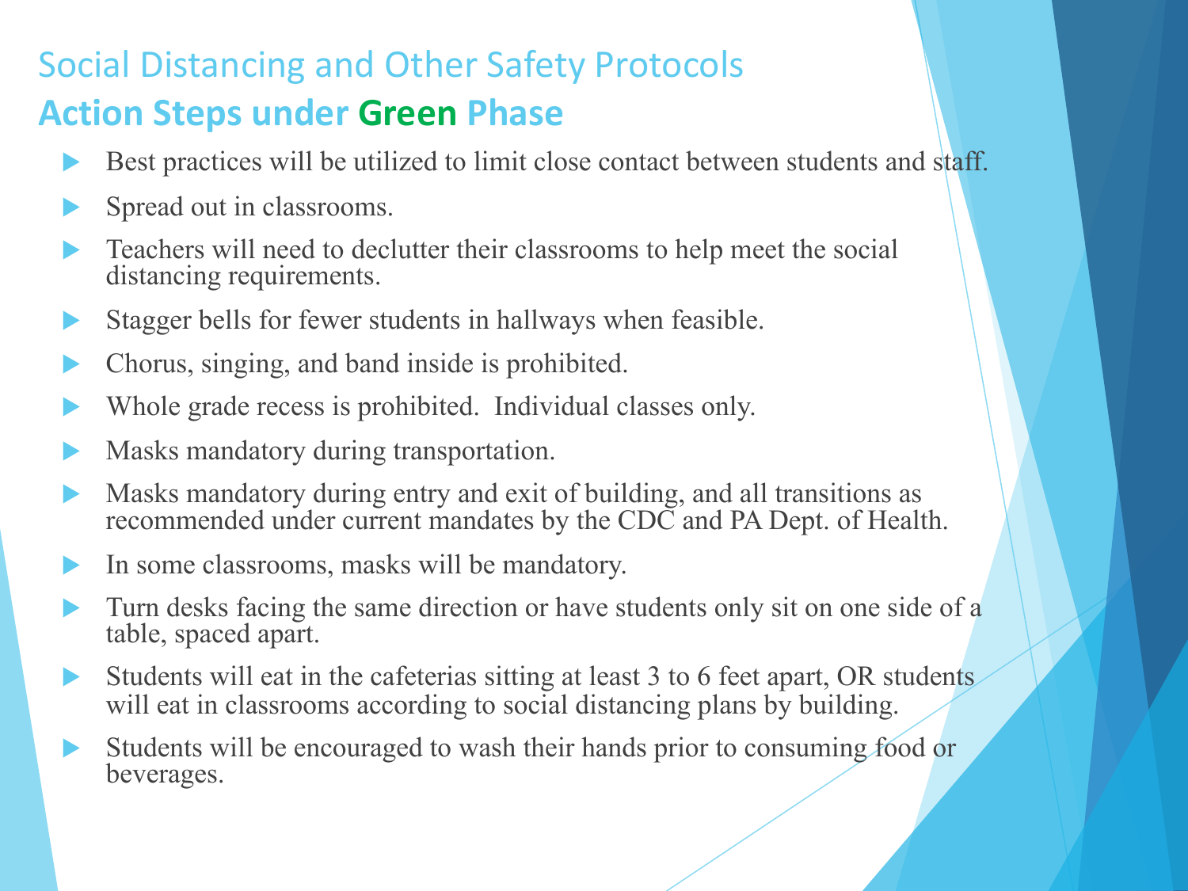## Social Distancing and Other Safety Protocols

### Action Steps under Green Phase

- Best practices will be utilized to limit close contact between students and staff.
- Spread out in classrooms.
- Teachers will need to declutter their classrooms to help meet the social distancing requirements.
- Stagger bells for fewer students in hallways when feasible.
- Chorus, singing, and band inside is prohibited.
- Whole grade recess is prohibited. Individual classes only.
- Masks mandatory during transportation.
- Masks mandatory during entry and exit of building, and all transitions as recommended under current mandates by the CDC and PA Dept. of Health.
- In some classrooms, masks will be mandatory.
- Turn desks facing the same direction or have students only sit on one side of a table, spaced apart.
- Students will eat in the cafeterias sitting at least 3 to 6 feet apart, OR students will eat in classrooms according to social distancing plans by building.
- Students will be encouraged to wash their hands prior to consuming food or beverages.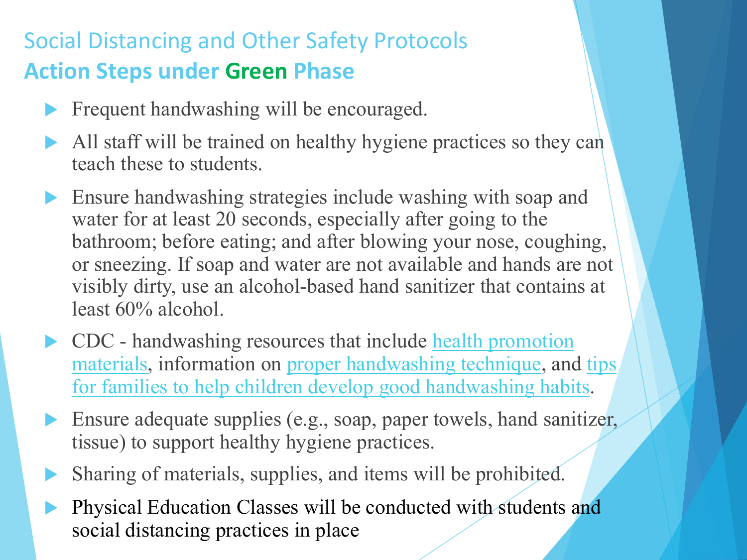## Social Distancing and Other Safety Protocols

### Action Steps under Green Phase

- Frequent handwashing will be encouraged.
- All staff will be trained on healthy hygiene practices so they can teach these to students.
- Ensure handwashing strategies include washing with soap and water for at least 20 seconds, especially after going to the bathroom; before eating; and after blowing your nose, coughing, or sneezing. If soap and water are not available and hands are not visibly dirty, use an alcohol-based hand sanitizer that contains at least 60% alcohol.
- CDC - handwashing resources that include health promotion materials, information on proper handwashing technique, and tips for families to help children develop good handwashing habits.
- Ensure adequate supplies (e.g., soap, paper towels, hand sanitizer, tissue) to support healthy hygiene practices.
- Sharing of materials, supplies, and items will be prohibited.
- Physical Education Classes will be conducted with students and social distancing practices in place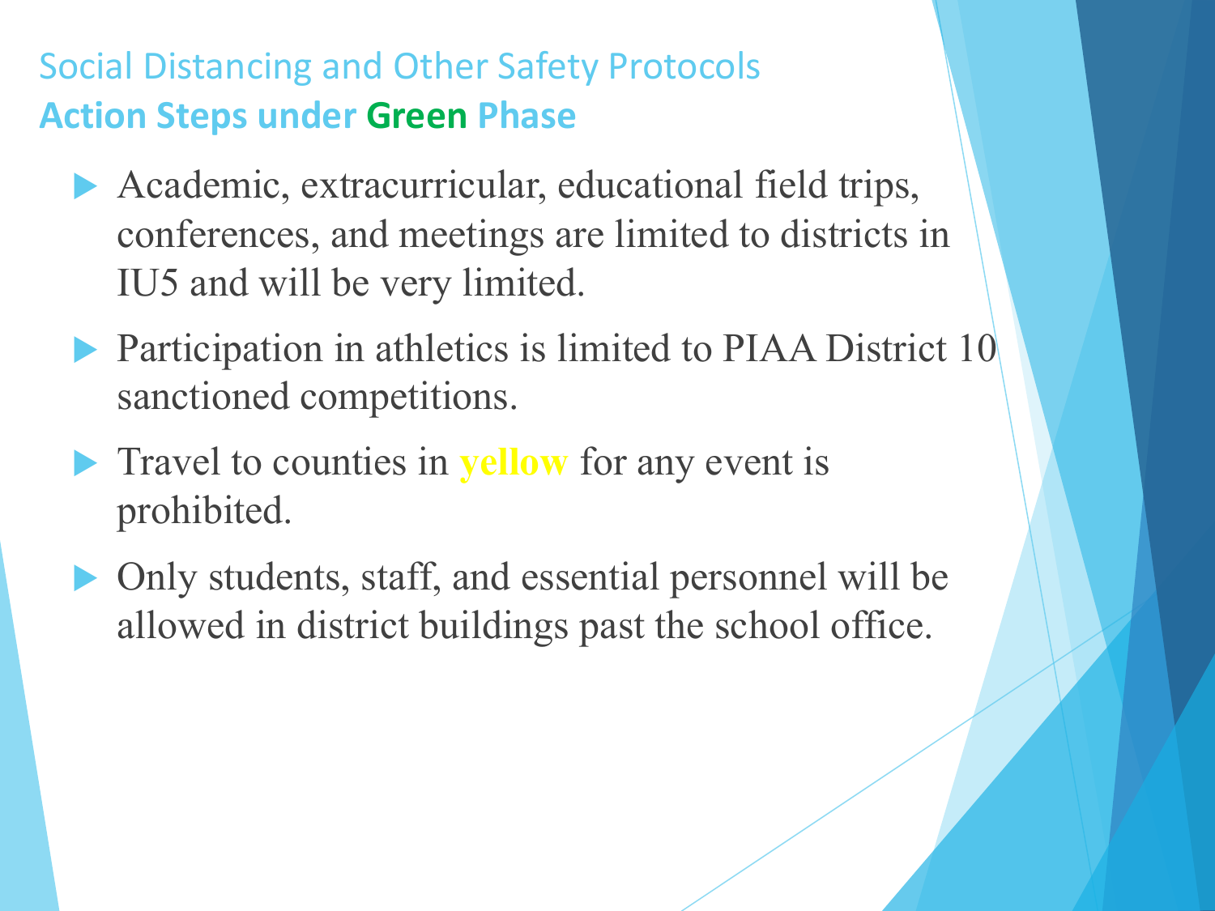## Social Distancing and Other Safety Protocols

### **Action Steps under Green Phase**

- Academic, extracurricular, educational field trips, conferences, and meetings are limited to districts in IU5 and will be very limited.
- Participation in athletics is limited to PIAA District 10 sanctioned competitions.
- Travel to counties in **yellow** for any event is prohibited.
- Only students, staff, and essential personnel will be allowed in district buildings past the school office.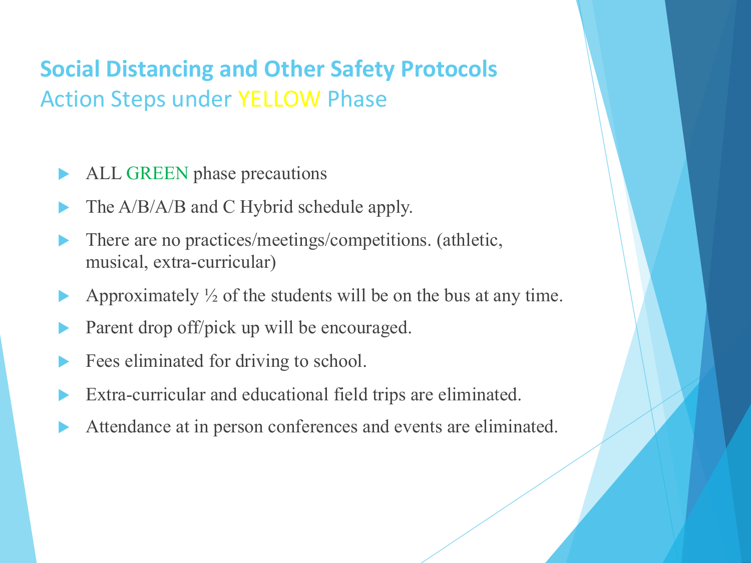## Social Distancing and Other Safety Protocols
### Action Steps under YELLOW Phase

- ALL GREEN phase precautions
- The A/B/A/B and C Hybrid schedule apply.
- There are no practices/meetings/competitions. (athletic, musical, extra-curricular)
- Approximately ½ of the students will be on the bus at any time.
- Parent drop off/pick up will be encouraged.
- Fees eliminated for driving to school.
- Extra-curricular and educational field trips are eliminated.
- Attendance at in person conferences and events are eliminated.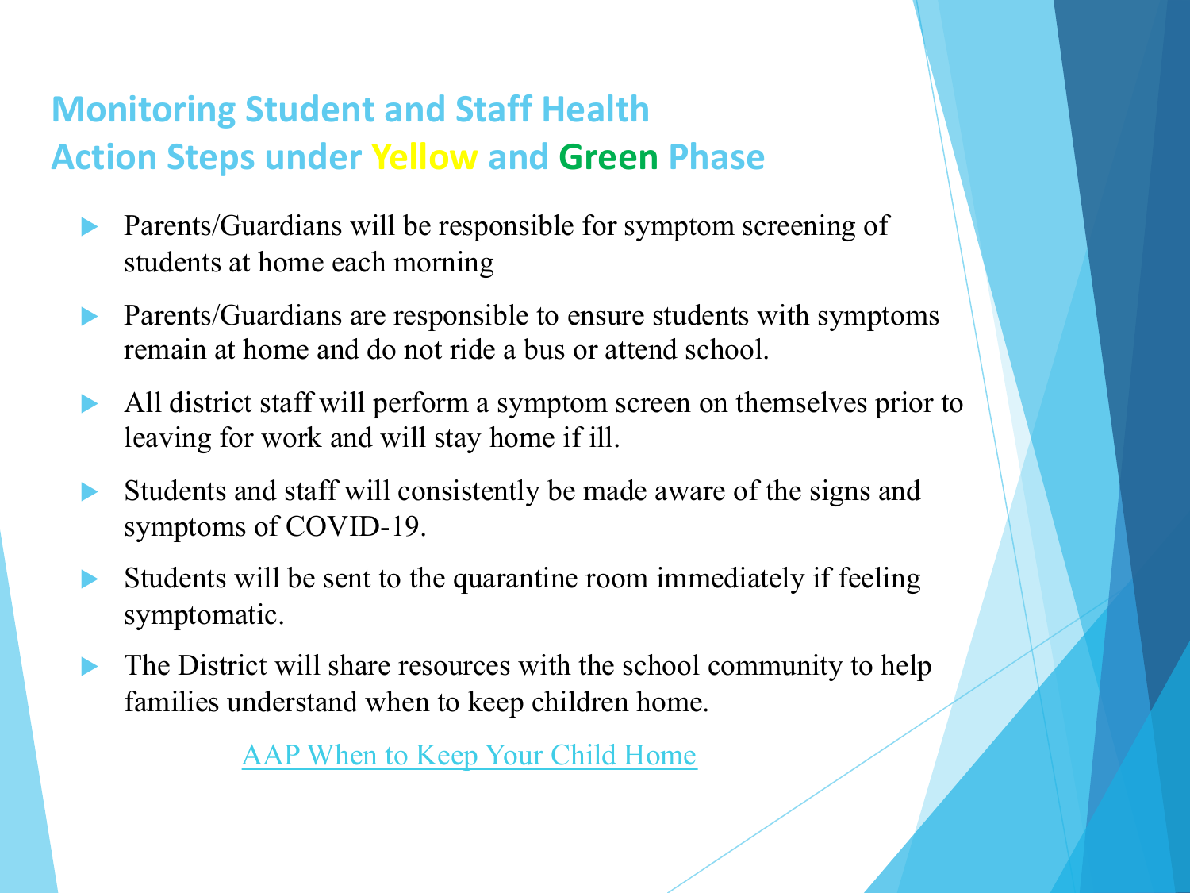## Monitoring Student and Staff Health
## Action Steps under Yellow and Green Phase

- Parents/Guardians will be responsible for symptom screening of students at home each morning
- Parents/Guardians are responsible to ensure students with symptoms remain at home and do not ride a bus or attend school.
- All district staff will perform a symptom screen on themselves prior to leaving for work and will stay home if ill.
- Students and staff will consistently be made aware of the signs and symptoms of COVID-19.
- Students will be sent to the quarantine room immediately if feeling symptomatic.
- The District will share resources with the school community to help families understand when to keep children home.

AAP When to Keep Your Child Home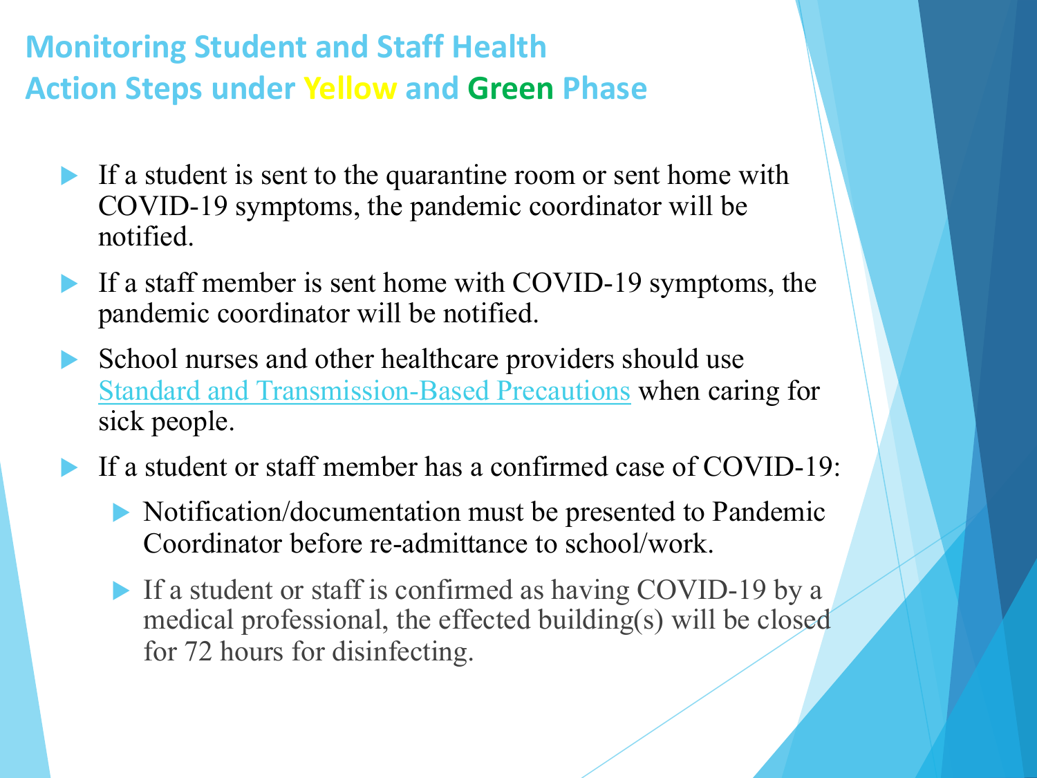# Monitoring Student and Staff Health

## Action Steps under Yellow and Green Phase

- If a student is sent to the quarantine room or sent home with COVID-19 symptoms, the pandemic coordinator will be notified.
- If a staff member is sent home with COVID-19 symptoms, the pandemic coordinator will be notified.
- School nurses and other healthcare providers should use Standard and Transmission-Based Precautions when caring for sick people.
- If a student or staff member has a confirmed case of COVID-19:
  - Notification/documentation must be presented to Pandemic Coordinator before re-admittance to school/work.
  - If a student or staff is confirmed as having COVID-19 by a medical professional, the effected building(s) will be closed for 72 hours for disinfecting.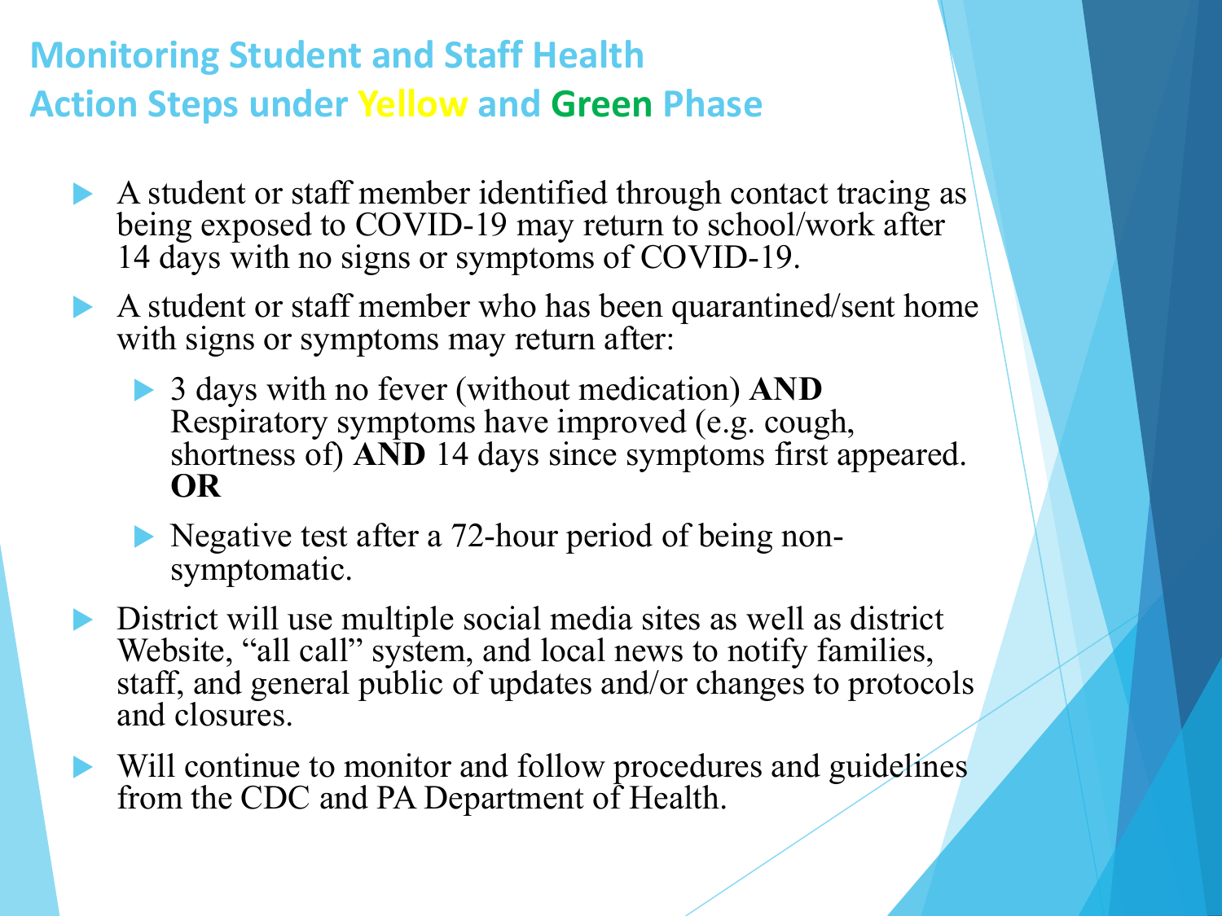## Monitoring Student and Staff Health
## Action Steps under Yellow and Green Phase

- A student or staff member identified through contact tracing as being exposed to COVID-19 may return to school/work after 14 days with no signs or symptoms of COVID-19.
- A student or staff member who has been quarantined/sent home with signs or symptoms may return after:
  - 3 days with no fever (without medication) **AND** Respiratory symptoms have improved (e.g. cough, shortness of) **AND** 14 days since symptoms first appeared. **OR**
  - Negative test after a 72-hour period of being non-symptomatic.
- District will use multiple social media sites as well as district Website, "all call" system, and local news to notify families, staff, and general public of updates and/or changes to protocols and closures.
- Will continue to monitor and follow procedures and guidelines from the CDC and PA Department of Health.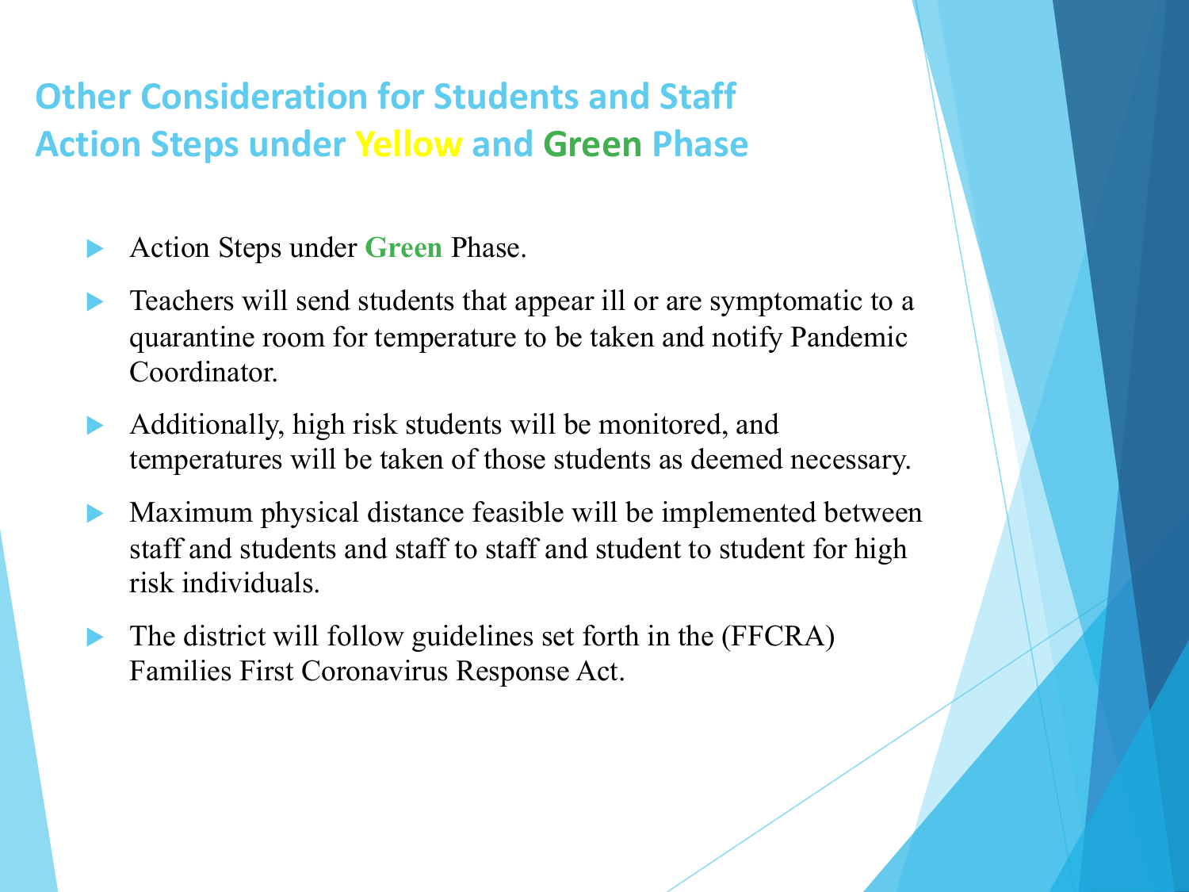## Other Consideration for Students and Staff Action Steps under Yellow and Green Phase

- Action Steps under **Green** Phase.
- Teachers will send students that appear ill or are symptomatic to a quarantine room for temperature to be taken and notify Pandemic Coordinator.
- Additionally, high risk students will be monitored, and temperatures will be taken of those students as deemed necessary.
- Maximum physical distance feasible will be implemented between staff and students and staff to staff and student to student for high risk individuals.
- The district will follow guidelines set forth in the (FFCRA) Families First Coronavirus Response Act.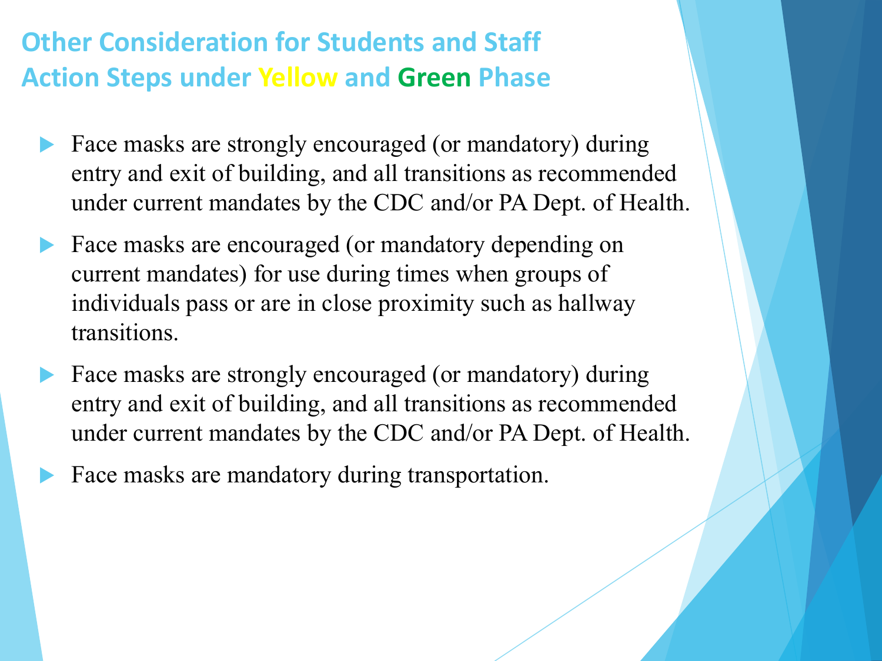## Other Consideration for Students and Staff
## Action Steps under Yellow and Green Phase

- Face masks are strongly encouraged (or mandatory) during entry and exit of building, and all transitions as recommended under current mandates by the CDC and/or PA Dept. of Health.
- Face masks are encouraged (or mandatory depending on current mandates) for use during times when groups of individuals pass or are in close proximity such as hallway transitions.
- Face masks are strongly encouraged (or mandatory) during entry and exit of building, and all transitions as recommended under current mandates by the CDC and/or PA Dept. of Health.
- Face masks are mandatory during transportation.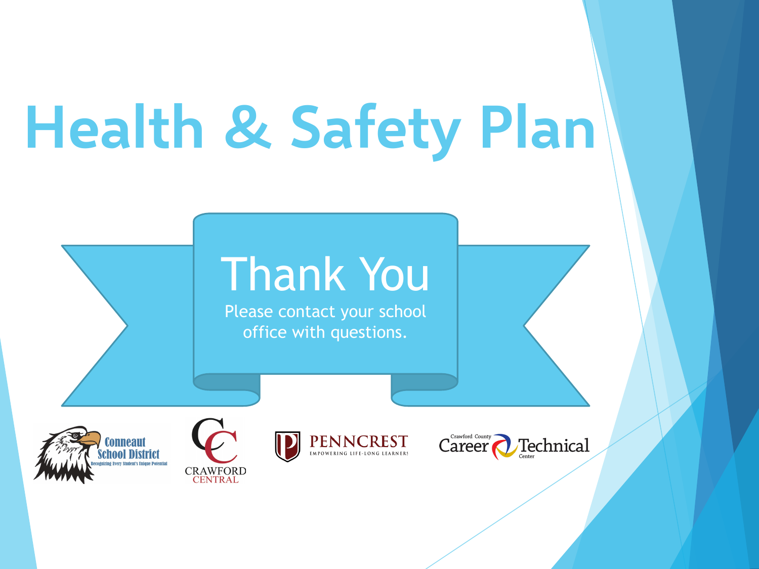# Health & Safety Plan

## Thank You

Please contact your school office with questions.

Conneaut School District
Recognizing Every Student's Unique Potential

CRAWFORD CENTRAL

PENNCREST
EMPOWERING LIFE-LONG LEARNERS

Crawford County Career Technical Center